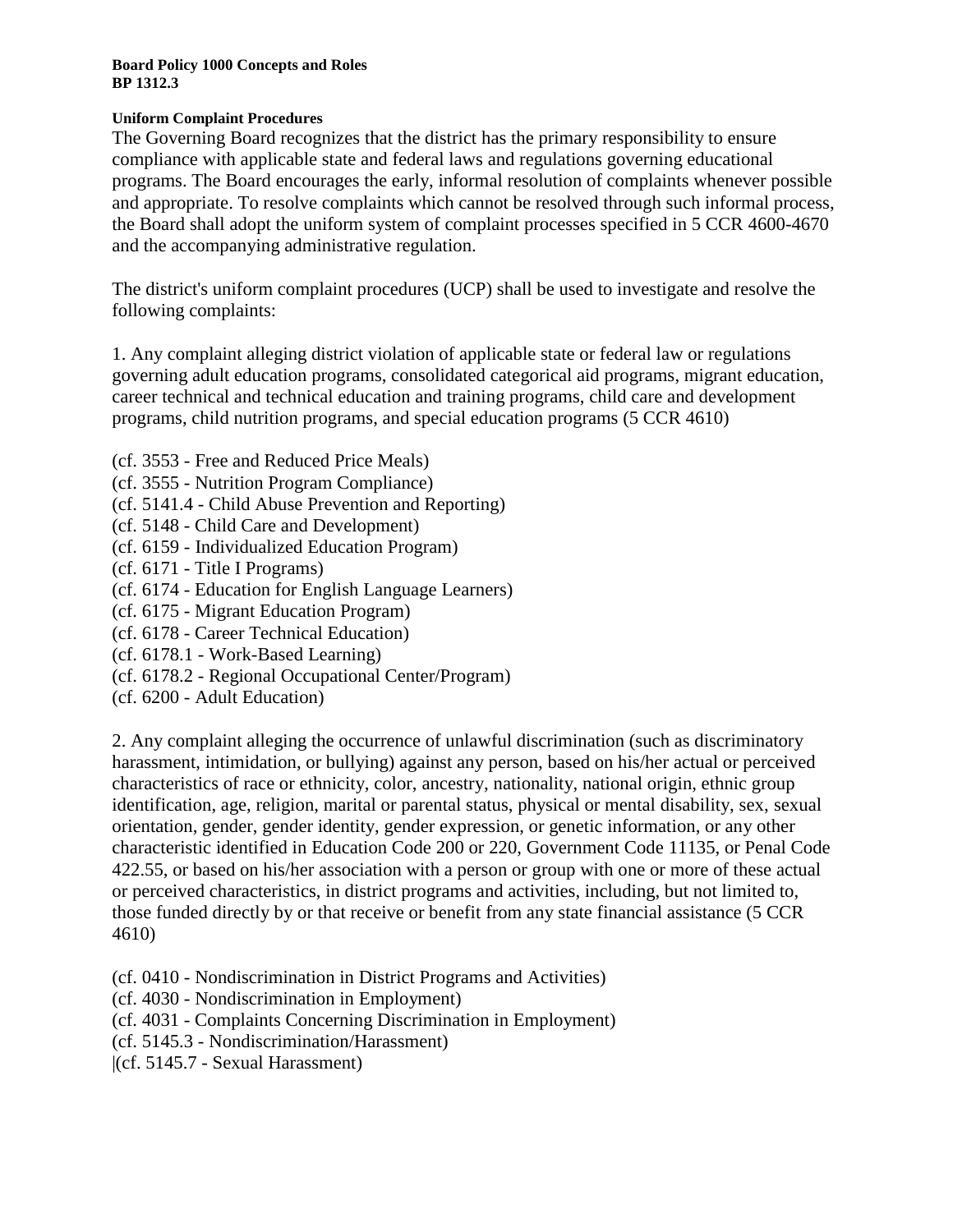**Board Policy 1000 Concepts and Roles**
**BP 1312.3**

**Uniform Complaint Procedures**

The Governing Board recognizes that the district has the primary responsibility to ensure compliance with applicable state and federal laws and regulations governing educational programs. The Board encourages the early, informal resolution of complaints whenever possible and appropriate. To resolve complaints which cannot be resolved through such informal process, the Board shall adopt the uniform system of complaint processes specified in 5 CCR 4600-4670 and the accompanying administrative regulation.

The district's uniform complaint procedures (UCP) shall be used to investigate and resolve the following complaints:

1. Any complaint alleging district violation of applicable state or federal law or regulations governing adult education programs, consolidated categorical aid programs, migrant education, career technical and technical education and training programs, child care and development programs, child nutrition programs, and special education programs (5 CCR 4610)

(cf. 3553 - Free and Reduced Price Meals)
(cf. 3555 - Nutrition Program Compliance)
(cf. 5141.4 - Child Abuse Prevention and Reporting)
(cf. 5148 - Child Care and Development)
(cf. 6159 - Individualized Education Program)
(cf. 6171 - Title I Programs)
(cf. 6174 - Education for English Language Learners)
(cf. 6175 - Migrant Education Program)
(cf. 6178 - Career Technical Education)
(cf. 6178.1 - Work-Based Learning)
(cf. 6178.2 - Regional Occupational Center/Program)
(cf. 6200 - Adult Education)

2. Any complaint alleging the occurrence of unlawful discrimination (such as discriminatory harassment, intimidation, or bullying) against any person, based on his/her actual or perceived characteristics of race or ethnicity, color, ancestry, nationality, national origin, ethnic group identification, age, religion, marital or parental status, physical or mental disability, sex, sexual orientation, gender, gender identity, gender expression, or genetic information, or any other characteristic identified in Education Code 200 or 220, Government Code 11135, or Penal Code 422.55, or based on his/her association with a person or group with one or more of these actual or perceived characteristics, in district programs and activities, including, but not limited to, those funded directly by or that receive or benefit from any state financial assistance (5 CCR 4610)

(cf. 0410 - Nondiscrimination in District Programs and Activities)
(cf. 4030 - Nondiscrimination in Employment)
(cf. 4031 - Complaints Concerning Discrimination in Employment)
(cf. 5145.3 - Nondiscrimination/Harassment)
|(cf. 5145.7 - Sexual Harassment)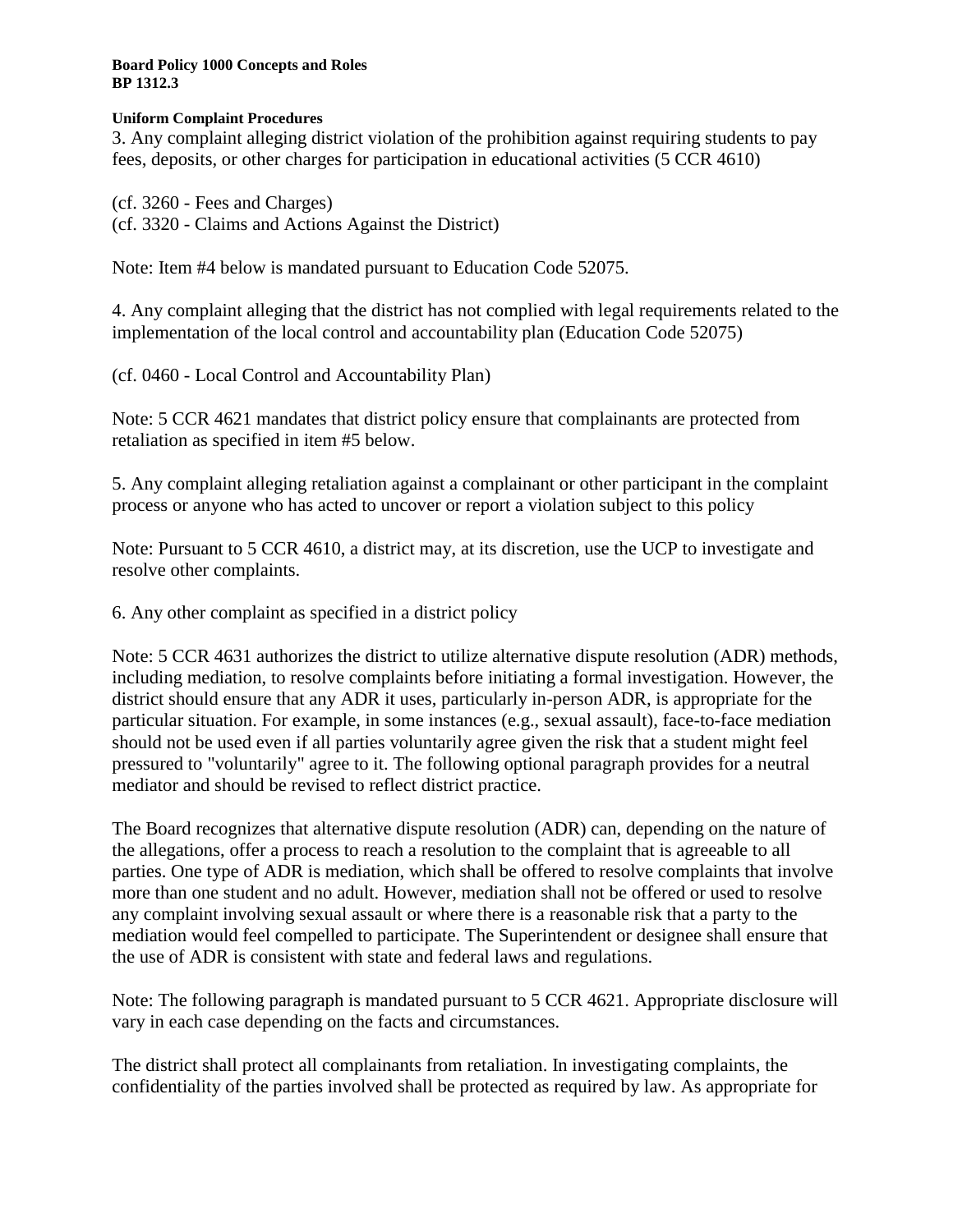**Uniform Complaint Procedures**

3. Any complaint alleging district violation of the prohibition against requiring students to pay fees, deposits, or other charges for participation in educational activities (5 CCR 4610)

(cf. 3260 - Fees and Charges)
(cf. 3320 - Claims and Actions Against the District)

Note: Item #4 below is mandated pursuant to Education Code 52075.

4. Any complaint alleging that the district has not complied with legal requirements related to the implementation of the local control and accountability plan (Education Code 52075)

(cf. 0460 - Local Control and Accountability Plan)

Note: 5 CCR 4621 mandates that district policy ensure that complainants are protected from retaliation as specified in item #5 below.

5. Any complaint alleging retaliation against a complainant or other participant in the complaint process or anyone who has acted to uncover or report a violation subject to this policy

Note: Pursuant to 5 CCR 4610, a district may, at its discretion, use the UCP to investigate and resolve other complaints.

6. Any other complaint as specified in a district policy

Note: 5 CCR 4631 authorizes the district to utilize alternative dispute resolution (ADR) methods, including mediation, to resolve complaints before initiating a formal investigation. However, the district should ensure that any ADR it uses, particularly in-person ADR, is appropriate for the particular situation. For example, in some instances (e.g., sexual assault), face-to-face mediation should not be used even if all parties voluntarily agree given the risk that a student might feel pressured to "voluntarily" agree to it. The following optional paragraph provides for a neutral mediator and should be revised to reflect district practice.

The Board recognizes that alternative dispute resolution (ADR) can, depending on the nature of the allegations, offer a process to reach a resolution to the complaint that is agreeable to all parties. One type of ADR is mediation, which shall be offered to resolve complaints that involve more than one student and no adult. However, mediation shall not be offered or used to resolve any complaint involving sexual assault or where there is a reasonable risk that a party to the mediation would feel compelled to participate. The Superintendent or designee shall ensure that the use of ADR is consistent with state and federal laws and regulations.

Note: The following paragraph is mandated pursuant to 5 CCR 4621. Appropriate disclosure will vary in each case depending on the facts and circumstances.

The district shall protect all complainants from retaliation. In investigating complaints, the confidentiality of the parties involved shall be protected as required by law. As appropriate for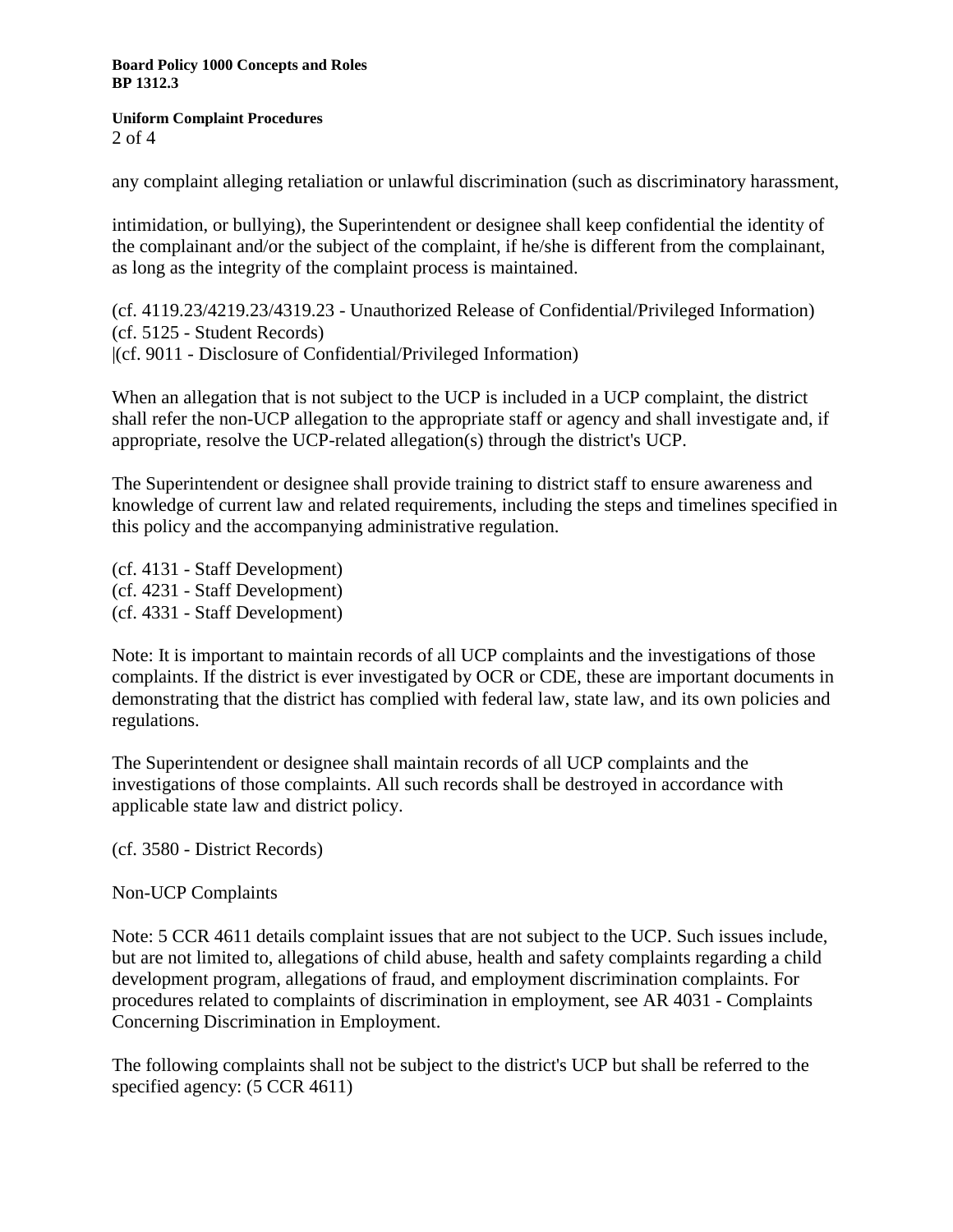any complaint alleging retaliation or unlawful discrimination (such as discriminatory harassment,

intimidation, or bullying), the Superintendent or designee shall keep confidential the identity of the complainant and/or the subject of the complaint, if he/she is different from the complainant, as long as the integrity of the complaint process is maintained.

(cf. 4119.23/4219.23/4319.23 - Unauthorized Release of Confidential/Privileged Information)
(cf. 5125 - Student Records)
|(cf. 9011 - Disclosure of Confidential/Privileged Information)

When an allegation that is not subject to the UCP is included in a UCP complaint, the district shall refer the non-UCP allegation to the appropriate staff or agency and shall investigate and, if appropriate, resolve the UCP-related allegation(s) through the district's UCP.

The Superintendent or designee shall provide training to district staff to ensure awareness and knowledge of current law and related requirements, including the steps and timelines specified in this policy and the accompanying administrative regulation.

(cf. 4131 - Staff Development)
(cf. 4231 - Staff Development)
(cf. 4331 - Staff Development)

Note: It is important to maintain records of all UCP complaints and the investigations of those complaints. If the district is ever investigated by OCR or CDE, these are important documents in demonstrating that the district has complied with federal law, state law, and its own policies and regulations.

The Superintendent or designee shall maintain records of all UCP complaints and the investigations of those complaints. All such records shall be destroyed in accordance with applicable state law and district policy.

(cf. 3580 - District Records)

Non-UCP Complaints

Note: 5 CCR 4611 details complaint issues that are not subject to the UCP. Such issues include, but are not limited to, allegations of child abuse, health and safety complaints regarding a child development program, allegations of fraud, and employment discrimination complaints. For procedures related to complaints of discrimination in employment, see AR 4031 - Complaints Concerning Discrimination in Employment.

The following complaints shall not be subject to the district's UCP but shall be referred to the specified agency: (5 CCR 4611)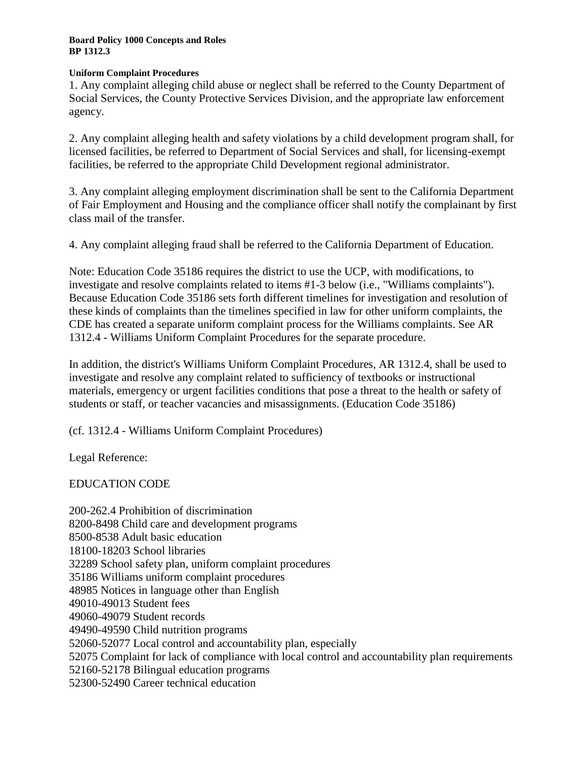**Board Policy 1000 Concepts and Roles**
**BP 1312.3**

**Uniform Complaint Procedures**

1. Any complaint alleging child abuse or neglect shall be referred to the County Department of Social Services, the County Protective Services Division, and the appropriate law enforcement agency.

2. Any complaint alleging health and safety violations by a child development program shall, for licensed facilities, be referred to Department of Social Services and shall, for licensing-exempt facilities, be referred to the appropriate Child Development regional administrator.

3. Any complaint alleging employment discrimination shall be sent to the California Department of Fair Employment and Housing and the compliance officer shall notify the complainant by first class mail of the transfer.

4. Any complaint alleging fraud shall be referred to the California Department of Education.

Note: Education Code 35186 requires the district to use the UCP, with modifications, to investigate and resolve complaints related to items #1-3 below (i.e., "Williams complaints"). Because Education Code 35186 sets forth different timelines for investigation and resolution of these kinds of complaints than the timelines specified in law for other uniform complaints, the CDE has created a separate uniform complaint process for the Williams complaints. See AR 1312.4 - Williams Uniform Complaint Procedures for the separate procedure.

In addition, the district's Williams Uniform Complaint Procedures, AR 1312.4, shall be used to investigate and resolve any complaint related to sufficiency of textbooks or instructional materials, emergency or urgent facilities conditions that pose a threat to the health or safety of students or staff, or teacher vacancies and misassignments. (Education Code 35186)

(cf. 1312.4 - Williams Uniform Complaint Procedures)

Legal Reference:

EDUCATION CODE

200-262.4 Prohibition of discrimination
8200-8498 Child care and development programs
8500-8538 Adult basic education
18100-18203 School libraries
32289 School safety plan, uniform complaint procedures
35186 Williams uniform complaint procedures
48985 Notices in language other than English
49010-49013 Student fees
49060-49079 Student records
49490-49590 Child nutrition programs
52060-52077 Local control and accountability plan, especially
52075 Complaint for lack of compliance with local control and accountability plan requirements
52160-52178 Bilingual education programs
52300-52490 Career technical education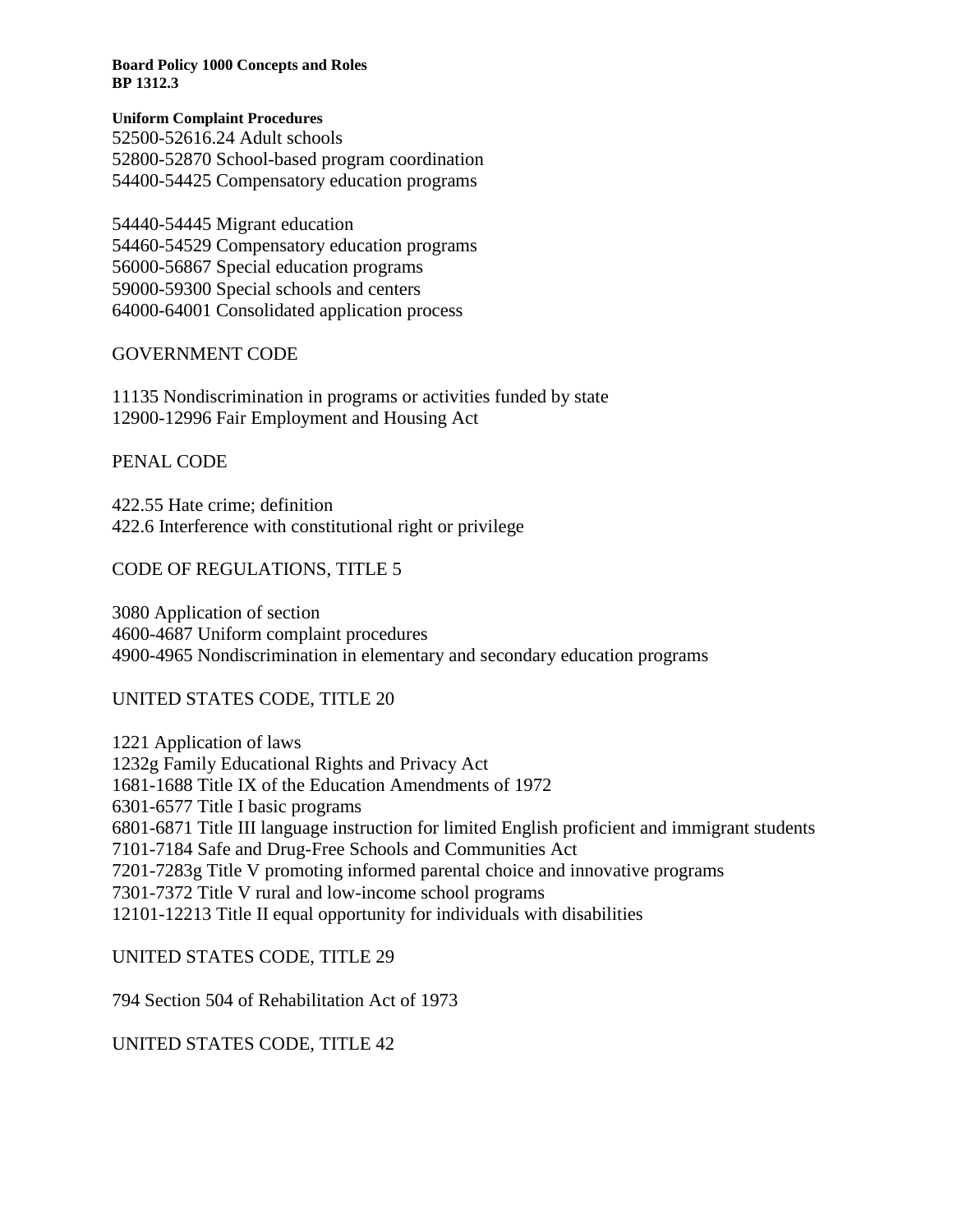**Uniform Complaint Procedures**

52500-52616.24 Adult schools
52800-52870 School-based program coordination
54400-54425 Compensatory education programs

54440-54445 Migrant education
54460-54529 Compensatory education programs
56000-56867 Special education programs
59000-59300 Special schools and centers
64000-64001 Consolidated application process

GOVERNMENT CODE

11135 Nondiscrimination in programs or activities funded by state
12900-12996 Fair Employment and Housing Act

PENAL CODE

422.55 Hate crime; definition
422.6 Interference with constitutional right or privilege

CODE OF REGULATIONS, TITLE 5

3080 Application of section
4600-4687 Uniform complaint procedures
4900-4965 Nondiscrimination in elementary and secondary education programs

UNITED STATES CODE, TITLE 20

1221 Application of laws
1232g Family Educational Rights and Privacy Act
1681-1688 Title IX of the Education Amendments of 1972
6301-6577 Title I basic programs
6801-6871 Title III language instruction for limited English proficient and immigrant students
7101-7184 Safe and Drug-Free Schools and Communities Act
7201-7283g Title V promoting informed parental choice and innovative programs
7301-7372 Title V rural and low-income school programs
12101-12213 Title II equal opportunity for individuals with disabilities

UNITED STATES CODE, TITLE 29

794 Section 504 of Rehabilitation Act of 1973

UNITED STATES CODE, TITLE 42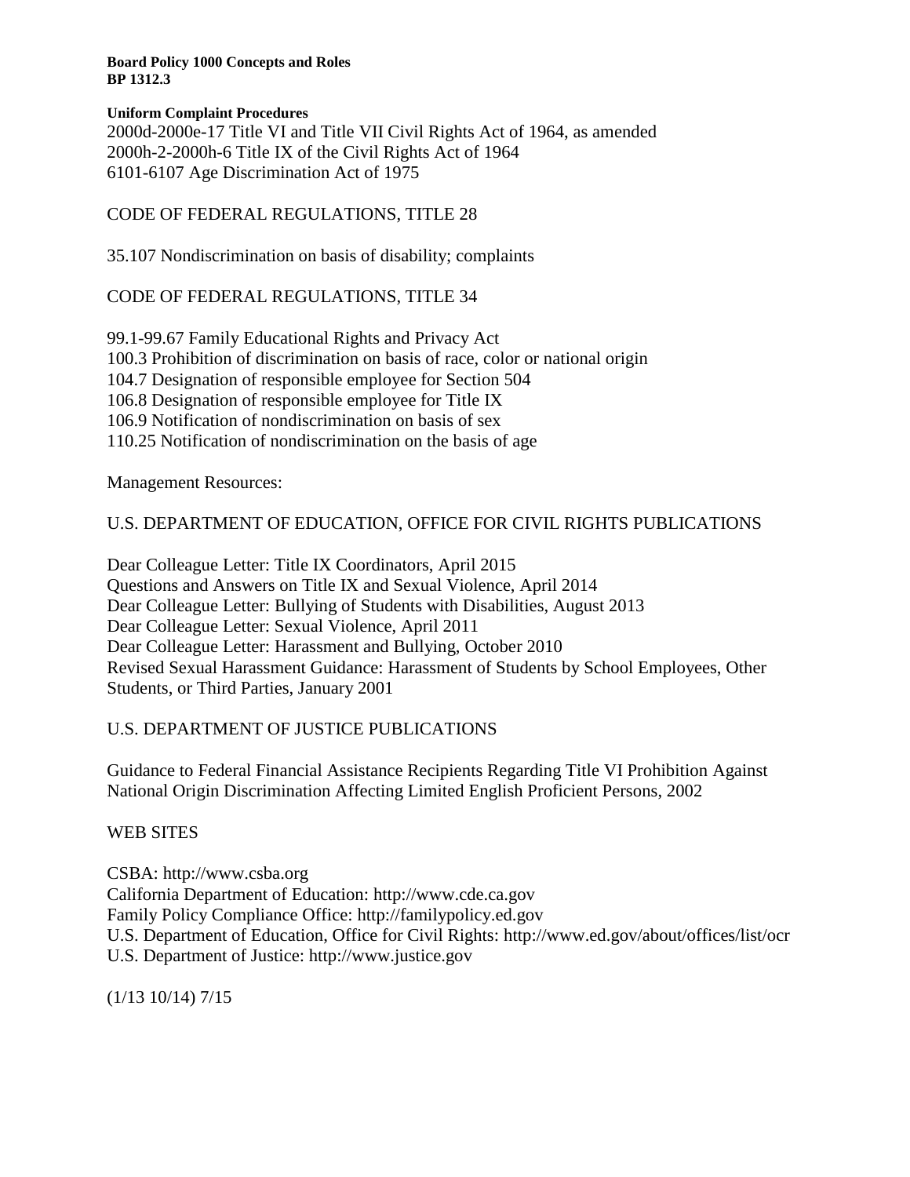**Board Policy 1000 Concepts and Roles**
**BP 1312.3**

**Uniform Complaint Procedures**

2000d-2000e-17 Title VI and Title VII Civil Rights Act of 1964, as amended
2000h-2-2000h-6 Title IX of the Civil Rights Act of 1964
6101-6107 Age Discrimination Act of 1975

CODE OF FEDERAL REGULATIONS, TITLE 28

35.107 Nondiscrimination on basis of disability; complaints

CODE OF FEDERAL REGULATIONS, TITLE 34

99.1-99.67 Family Educational Rights and Privacy Act
100.3 Prohibition of discrimination on basis of race, color or national origin
104.7 Designation of responsible employee for Section 504
106.8 Designation of responsible employee for Title IX
106.9 Notification of nondiscrimination on basis of sex
110.25 Notification of nondiscrimination on the basis of age

Management Resources:

U.S. DEPARTMENT OF EDUCATION, OFFICE FOR CIVIL RIGHTS PUBLICATIONS

Dear Colleague Letter: Title IX Coordinators, April 2015
Questions and Answers on Title IX and Sexual Violence, April 2014
Dear Colleague Letter: Bullying of Students with Disabilities, August 2013
Dear Colleague Letter: Sexual Violence, April 2011
Dear Colleague Letter: Harassment and Bullying, October 2010
Revised Sexual Harassment Guidance: Harassment of Students by School Employees, Other Students, or Third Parties, January 2001

U.S. DEPARTMENT OF JUSTICE PUBLICATIONS

Guidance to Federal Financial Assistance Recipients Regarding Title VI Prohibition Against National Origin Discrimination Affecting Limited English Proficient Persons, 2002

WEB SITES

CSBA: http://www.csba.org
California Department of Education: http://www.cde.ca.gov
Family Policy Compliance Office: http://familypolicy.ed.gov
U.S. Department of Education, Office for Civil Rights: http://www.ed.gov/about/offices/list/ocr
U.S. Department of Justice: http://www.justice.gov

(1/13 10/14) 7/15